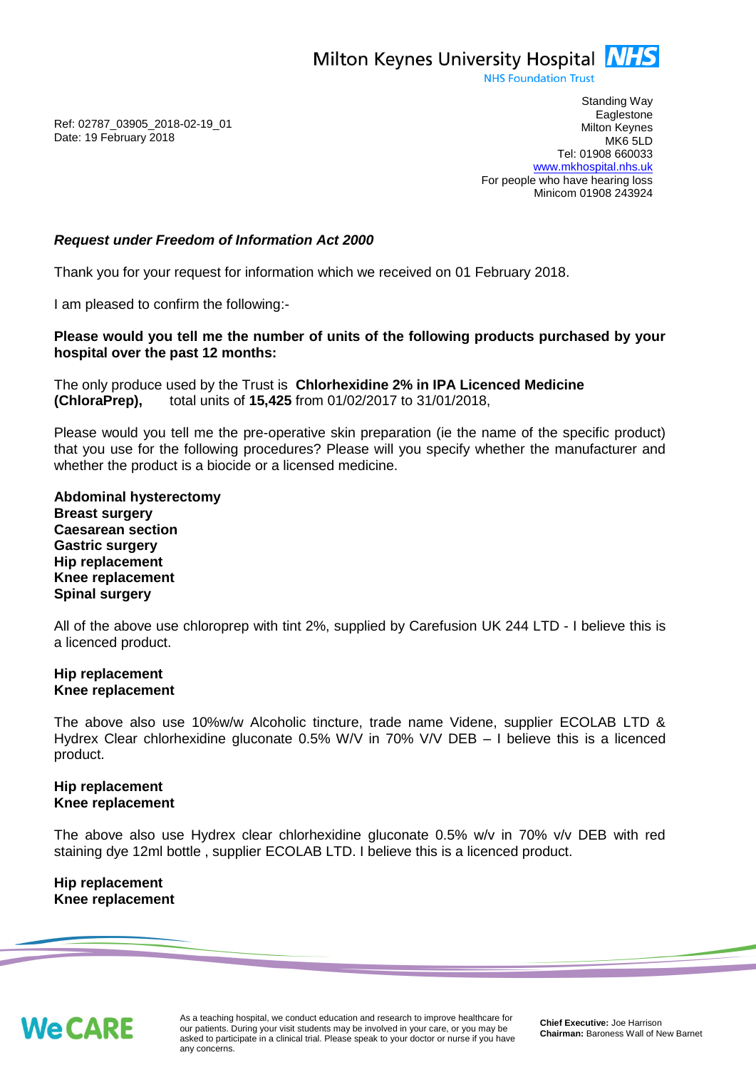Milton Keynes University Hospital NHS
NHS Foundation Trust

Standing Way
Eaglestone
Milton Keynes
MK6 5LD
Tel: 01908 660033
www.mkhospital.nhs.uk
For people who have hearing loss
Minicom 01908 243924

Ref: 02787_03905_2018-02-19_01
Date: 19 February 2018

***Request under Freedom of Information Act 2000***

Thank you for your request for information which we received on 01 February 2018.

I am pleased to confirm the following:-

**Please would you tell me the number of units of the following products purchased by your hospital over the past 12 months:**

The only produce used by the Trust is **Chlorhexidine 2% in IPA Licenced Medicine (ChloraPrep),** total units of **15,425** from 01/02/2017 to 31/01/2018,

Please would you tell me the pre-operative skin preparation (ie the name of the specific product) that you use for the following procedures? Please will you specify whether the manufacturer and whether the product is a biocide or a licensed medicine.

**Abdominal hysterectomy**
**Breast surgery**
**Caesarean section**
**Gastric surgery**
**Hip replacement**
**Knee replacement**
**Spinal surgery**

All of the above use chloroprep with tint 2%, supplied by Carefusion UK 244 LTD - I believe this is a licenced product.

**Hip replacement**
**Knee replacement**

The above also use 10%w/w Alcoholic tincture, trade name Videne, supplier ECOLAB LTD & Hydrex Clear chlorhexidine gluconate 0.5% W/V in 70% V/V DEB – I believe this is a licenced product.

**Hip replacement**
**Knee replacement**

The above also use Hydrex clear chlorhexidine gluconate 0.5% w/v in 70% v/v DEB with red staining dye 12ml bottle , supplier ECOLAB LTD. I believe this is a licenced product.

**Hip replacement**
**Knee replacement**

We CARE

As a teaching hospital, we conduct education and research to improve healthcare for our patients. During your visit students may be involved in your care, or you may be asked to participate in a clinical trial. Please speak to your doctor or nurse if you have any concerns.

**Chief Executive:** Joe Harrison
**Chairman:** Baroness Wall of New Barnet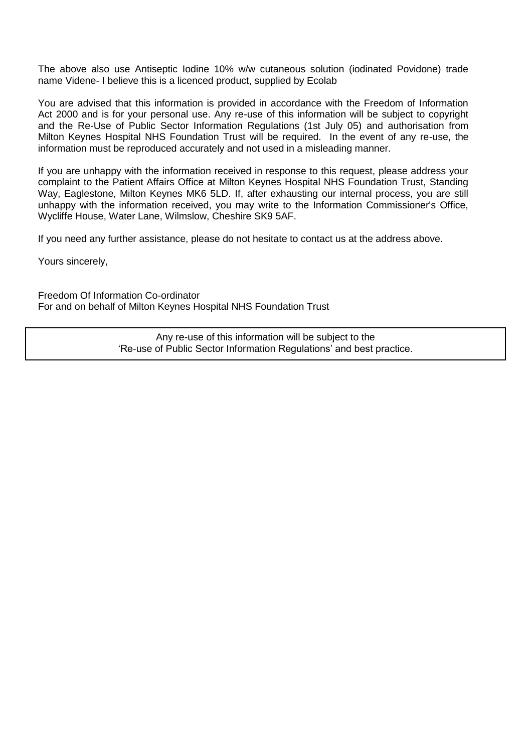The above also use Antiseptic Iodine 10% w/w cutaneous solution (iodinated Povidone) trade name Videne- I believe this is a licenced product, supplied by Ecolab

You are advised that this information is provided in accordance with the Freedom of Information Act 2000 and is for your personal use. Any re-use of this information will be subject to copyright and the Re-Use of Public Sector Information Regulations (1st July 05) and authorisation from Milton Keynes Hospital NHS Foundation Trust will be required. In the event of any re-use, the information must be reproduced accurately and not used in a misleading manner.

If you are unhappy with the information received in response to this request, please address your complaint to the Patient Affairs Office at Milton Keynes Hospital NHS Foundation Trust, Standing Way, Eaglestone, Milton Keynes MK6 5LD. If, after exhausting our internal process, you are still unhappy with the information received, you may write to the Information Commissioner's Office, Wycliffe House, Water Lane, Wilmslow, Cheshire SK9 5AF.

If you need any further assistance, please do not hesitate to contact us at the address above.

Yours sincerely,

Freedom Of Information Co-ordinator
For and on behalf of Milton Keynes Hospital NHS Foundation Trust

Any re-use of this information will be subject to the 'Re-use of Public Sector Information Regulations' and best practice.